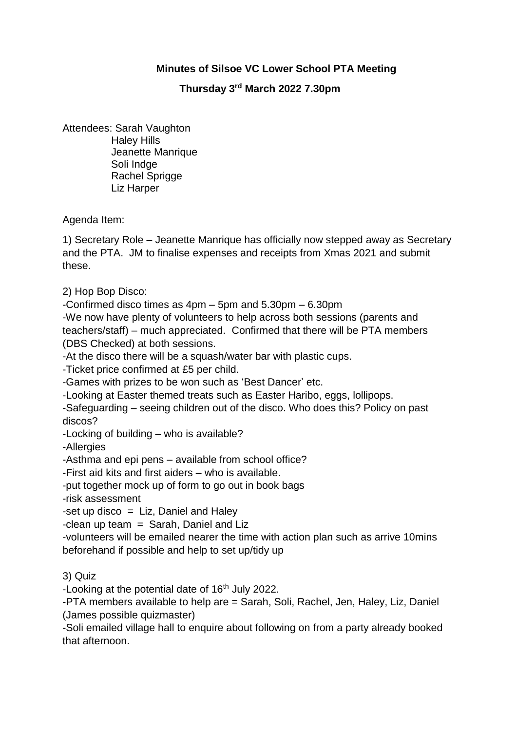**Minutes of Silsoe VC Lower School PTA Meeting**

**Thursday 3rd March 2022 7.30pm**

Attendees: Sarah Vaughton
Haley Hills
Jeanette Manrique
Soli Indge
Rachel Sprigge
Liz Harper

Agenda Item:

1) Secretary Role – Jeanette Manrique has officially now stepped away as Secretary and the PTA. JM to finalise expenses and receipts from Xmas 2021 and submit these.

2) Hop Bop Disco:
-Confirmed disco times as 4pm – 5pm and 5.30pm – 6.30pm
-We now have plenty of volunteers to help across both sessions (parents and teachers/staff) – much appreciated. Confirmed that there will be PTA members (DBS Checked) at both sessions.
-At the disco there will be a squash/water bar with plastic cups.
-Ticket price confirmed at £5 per child.
-Games with prizes to be won such as 'Best Dancer' etc.
-Looking at Easter themed treats such as Easter Haribo, eggs, lollipops.
-Safeguarding – seeing children out of the disco. Who does this? Policy on past discos?
-Locking of building – who is available?
-Allergies
-Asthma and epi pens – available from school office?
-First aid kits and first aiders – who is available.
-put together mock up of form to go out in book bags
-risk assessment
-set up disco = Liz, Daniel and Haley
-clean up team = Sarah, Daniel and Liz
-volunteers will be emailed nearer the time with action plan such as arrive 10mins beforehand if possible and help to set up/tidy up

3) Quiz
-Looking at the potential date of 16th July 2022.
-PTA members available to help are = Sarah, Soli, Rachel, Jen, Haley, Liz, Daniel (James possible quizmaster)
-Soli emailed village hall to enquire about following on from a party already booked that afternoon.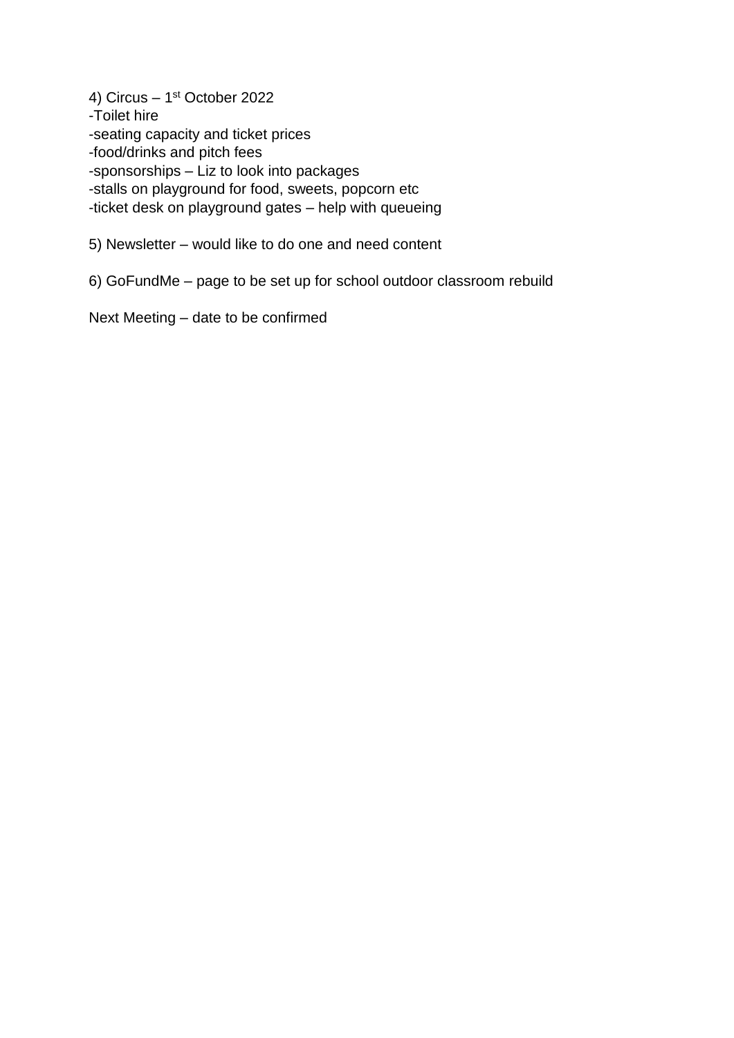4) Circus – 1st October 2022

-Toilet hire

-seating capacity and ticket prices

-food/drinks and pitch fees

-sponsorships – Liz to look into packages

-stalls on playground for food, sweets, popcorn etc

-ticket desk on playground gates – help with queueing

5) Newsletter – would like to do one and need content

6) GoFundMe – page to be set up for school outdoor classroom rebuild

Next Meeting – date to be confirmed